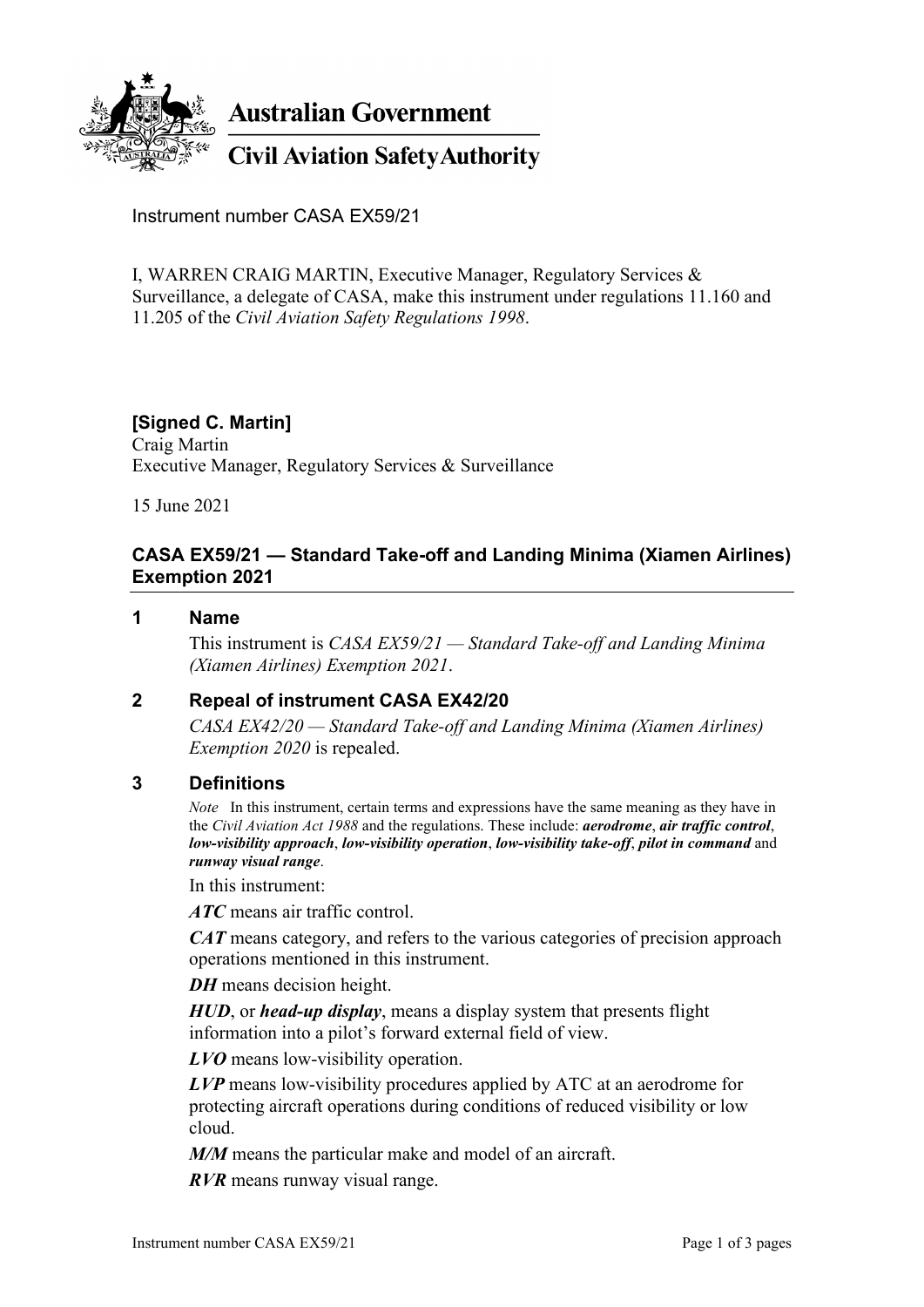**Australian Government**

**Civil Aviation Safety Authority**

Instrument number CASA EX59/21

I, WARREN CRAIG MARTIN, Executive Manager, Regulatory Services & Surveillance, a delegate of CASA, make this instrument under regulations 11.160 and 11.205 of the *Civil Aviation Safety Regulations 1998*.

**[Signed C. Martin]**
Craig Martin
Executive Manager, Regulatory Services & Surveillance

15 June 2021

## CASA EX59/21 — Standard Take-off and Landing Minima (Xiamen Airlines) Exemption 2021

### 1 Name

This instrument is *CASA EX59/21 — Standard Take-off and Landing Minima (Xiamen Airlines) Exemption 2021*.

### 2 Repeal of instrument CASA EX42/20

*CASA EX42/20 — Standard Take-off and Landing Minima (Xiamen Airlines) Exemption 2020* is repealed.

### 3 Definitions

*Note* In this instrument, certain terms and expressions have the same meaning as they have in the *Civil Aviation Act 1988* and the regulations. These include: ***aerodrome***, ***air traffic control***, ***low-visibility approach***, ***low-visibility operation***, ***low-visibility take-off***, ***pilot in command*** and ***runway visual range***.

In this instrument:

***ATC*** means air traffic control.

***CAT*** means category, and refers to the various categories of precision approach operations mentioned in this instrument.

***DH*** means decision height.

***HUD***, or ***head-up display***, means a display system that presents flight information into a pilot's forward external field of view.

***LVO*** means low-visibility operation.

***LVP*** means low-visibility procedures applied by ATC at an aerodrome for protecting aircraft operations during conditions of reduced visibility or low cloud.

***M/M*** means the particular make and model of an aircraft.

***RVR*** means runway visual range.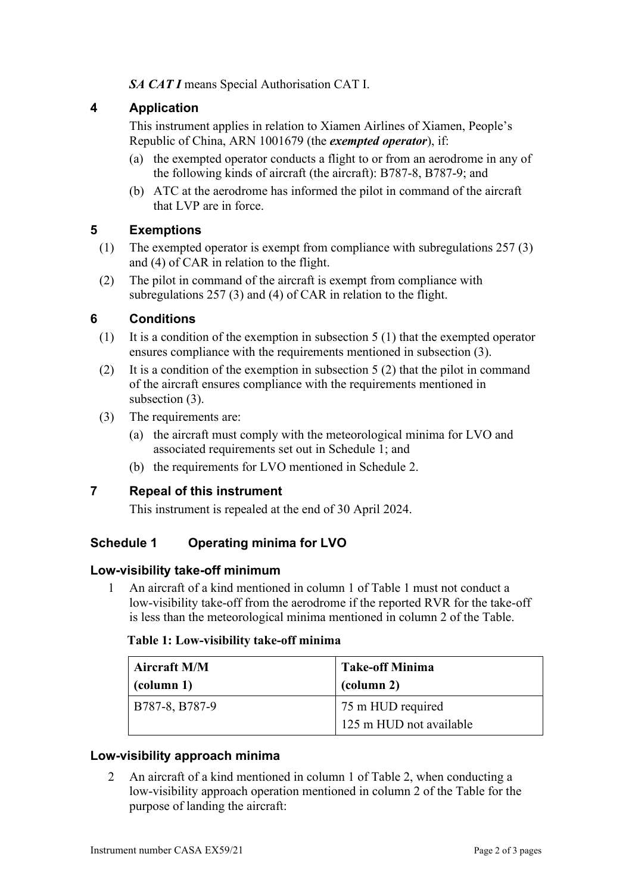***SA CAT I*** means Special Authorisation CAT I.

## 4 Application

This instrument applies in relation to Xiamen Airlines of Xiamen, People's Republic of China, ARN 1001679 (the ***exempted operator***), if:

(a) the exempted operator conducts a flight to or from an aerodrome in any of the following kinds of aircraft (the aircraft): B787-8, B787-9; and

(b) ATC at the aerodrome has informed the pilot in command of the aircraft that LVP are in force.

## 5 Exemptions

(1) The exempted operator is exempt from compliance with subregulations 257 (3) and (4) of CAR in relation to the flight.

(2) The pilot in command of the aircraft is exempt from compliance with subregulations 257 (3) and (4) of CAR in relation to the flight.

## 6 Conditions

(1) It is a condition of the exemption in subsection 5 (1) that the exempted operator ensures compliance with the requirements mentioned in subsection (3).

(2) It is a condition of the exemption in subsection 5 (2) that the pilot in command of the aircraft ensures compliance with the requirements mentioned in subsection (3).

(3) The requirements are:

(a) the aircraft must comply with the meteorological minima for LVO and associated requirements set out in Schedule 1; and

(b) the requirements for LVO mentioned in Schedule 2.

## 7 Repeal of this instrument

This instrument is repealed at the end of 30 April 2024.

## Schedule 1 Operating minima for LVO

### Low-visibility take-off minimum

1 An aircraft of a kind mentioned in column 1 of Table 1 must not conduct a low-visibility take-off from the aerodrome if the reported RVR for the take-off is less than the meteorological minima mentioned in column 2 of the Table.

**Table 1: Low-visibility take-off minima**

| Aircraft M/M (column 1) | Take-off Minima (column 2) |
|---|---|
| B787-8, B787-9 | 75 m HUD required<br>125 m HUD not available |

### Low-visibility approach minima

2 An aircraft of a kind mentioned in column 1 of Table 2, when conducting a low-visibility approach operation mentioned in column 2 of the Table for the purpose of landing the aircraft: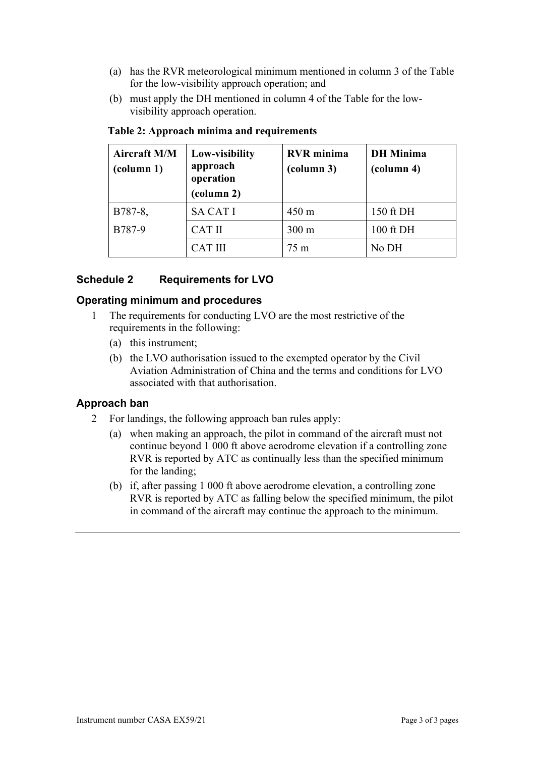(a) has the RVR meteorological minimum mentioned in column 3 of the Table for the low-visibility approach operation; and

(b) must apply the DH mentioned in column 4 of the Table for the low-visibility approach operation.

**Table 2: Approach minima and requirements**

| **Aircraft M/M (column 1)** | **Low-visibility approach operation (column 2)** | **RVR minima (column 3)** | **DH Minima (column 4)** |
|---|---|---|---|
| B787-8, B787-9 | SA CAT I | 450 m | 150 ft DH |
| | CAT II | 300 m | 100 ft DH |
| | CAT III | 75 m | No DH |

## Schedule 2 Requirements for LVO

### Operating minimum and procedures

1 The requirements for conducting LVO are the most restrictive of the requirements in the following:

(a) this instrument;

(b) the LVO authorisation issued to the exempted operator by the Civil Aviation Administration of China and the terms and conditions for LVO associated with that authorisation.

### Approach ban

2 For landings, the following approach ban rules apply:

(a) when making an approach, the pilot in command of the aircraft must not continue beyond 1 000 ft above aerodrome elevation if a controlling zone RVR is reported by ATC as continually less than the specified minimum for the landing;

(b) if, after passing 1 000 ft above aerodrome elevation, a controlling zone RVR is reported by ATC as falling below the specified minimum, the pilot in command of the aircraft may continue the approach to the minimum.